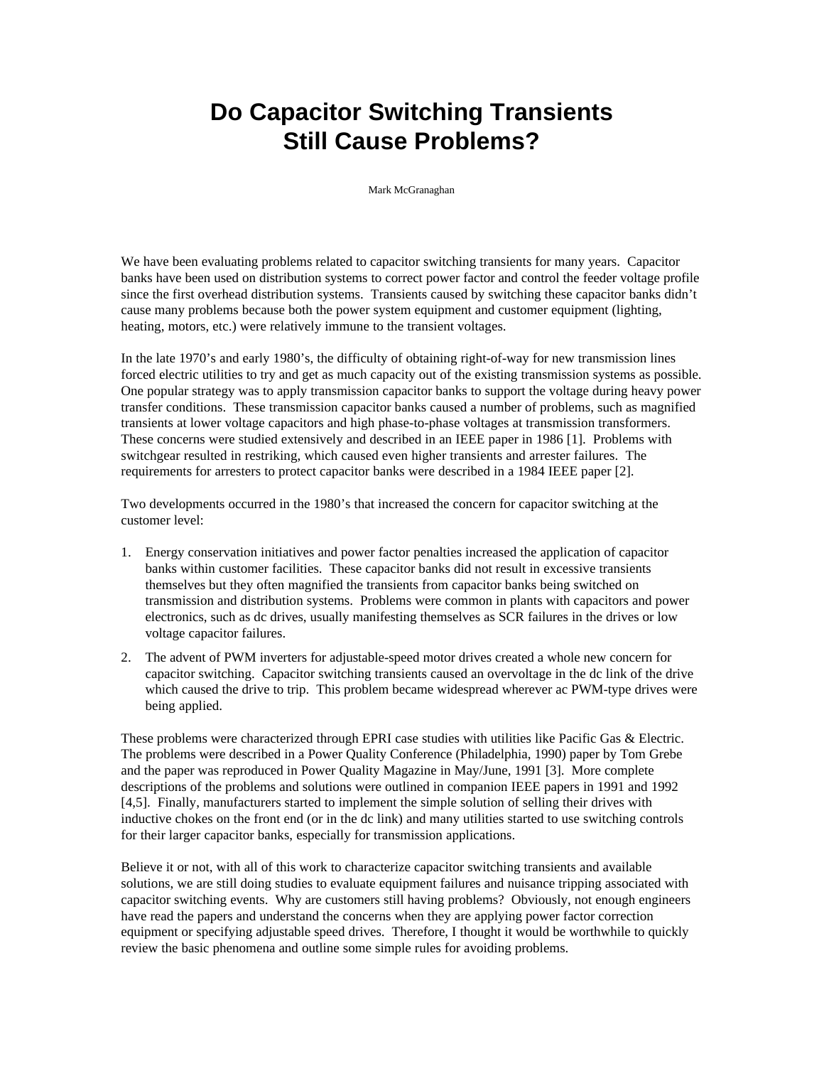# Do Capacitor Switching Transients Still Cause Problems?

Mark McGranaghan

We have been evaluating problems related to capacitor switching transients for many years. Capacitor banks have been used on distribution systems to correct power factor and control the feeder voltage profile since the first overhead distribution systems. Transients caused by switching these capacitor banks didn't cause many problems because both the power system equipment and customer equipment (lighting, heating, motors, etc.) were relatively immune to the transient voltages.

In the late 1970's and early 1980's, the difficulty of obtaining right-of-way for new transmission lines forced electric utilities to try and get as much capacity out of the existing transmission systems as possible. One popular strategy was to apply transmission capacitor banks to support the voltage during heavy power transfer conditions. These transmission capacitor banks caused a number of problems, such as magnified transients at lower voltage capacitors and high phase-to-phase voltages at transmission transformers. These concerns were studied extensively and described in an IEEE paper in 1986 [1]. Problems with switchgear resulted in restriking, which caused even higher transients and arrester failures. The requirements for arresters to protect capacitor banks were described in a 1984 IEEE paper [2].

Two developments occurred in the 1980's that increased the concern for capacitor switching at the customer level:

1. Energy conservation initiatives and power factor penalties increased the application of capacitor banks within customer facilities. These capacitor banks did not result in excessive transients themselves but they often magnified the transients from capacitor banks being switched on transmission and distribution systems. Problems were common in plants with capacitors and power electronics, such as dc drives, usually manifesting themselves as SCR failures in the drives or low voltage capacitor failures.
2. The advent of PWM inverters for adjustable-speed motor drives created a whole new concern for capacitor switching. Capacitor switching transients caused an overvoltage in the dc link of the drive which caused the drive to trip. This problem became widespread wherever ac PWM-type drives were being applied.

These problems were characterized through EPRI case studies with utilities like Pacific Gas & Electric. The problems were described in a Power Quality Conference (Philadelphia, 1990) paper by Tom Grebe and the paper was reproduced in Power Quality Magazine in May/June, 1991 [3]. More complete descriptions of the problems and solutions were outlined in companion IEEE papers in 1991 and 1992 [4,5]. Finally, manufacturers started to implement the simple solution of selling their drives with inductive chokes on the front end (or in the dc link) and many utilities started to use switching controls for their larger capacitor banks, especially for transmission applications.

Believe it or not, with all of this work to characterize capacitor switching transients and available solutions, we are still doing studies to evaluate equipment failures and nuisance tripping associated with capacitor switching events. Why are customers still having problems? Obviously, not enough engineers have read the papers and understand the concerns when they are applying power factor correction equipment or specifying adjustable speed drives. Therefore, I thought it would be worthwhile to quickly review the basic phenomena and outline some simple rules for avoiding problems.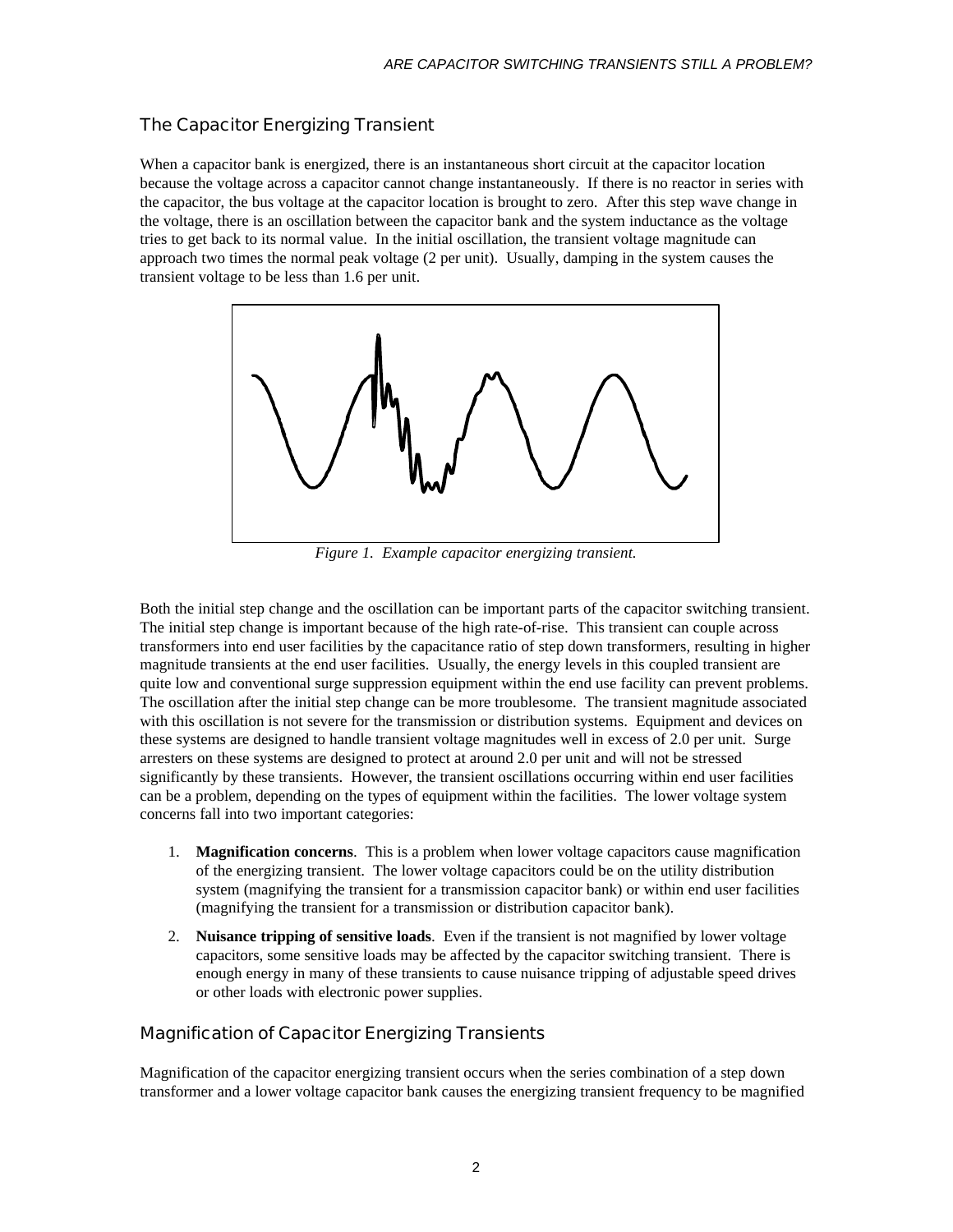## The Capacitor Energizing Transient

When a capacitor bank is energized, there is an instantaneous short circuit at the capacitor location because the voltage across a capacitor cannot change instantaneously. If there is no reactor in series with the capacitor, the bus voltage at the capacitor location is brought to zero. After this step wave change in the voltage, there is an oscillation between the capacitor bank and the system inductance as the voltage tries to get back to its normal value. In the initial oscillation, the transient voltage magnitude can approach two times the normal peak voltage (2 per unit). Usually, damping in the system causes the transient voltage to be less than 1.6 per unit.

*Figure 1. Example capacitor energizing transient.*

Both the initial step change and the oscillation can be important parts of the capacitor switching transient. The initial step change is important because of the high rate-of-rise. This transient can couple across transformers into end user facilities by the capacitance ratio of step down transformers, resulting in higher magnitude transients at the end user facilities. Usually, the energy levels in this coupled transient are quite low and conventional surge suppression equipment within the end use facility can prevent problems. The oscillation after the initial step change can be more troublesome. The transient magnitude associated with this oscillation is not severe for the transmission or distribution systems. Equipment and devices on these systems are designed to handle transient voltage magnitudes well in excess of 2.0 per unit. Surge arresters on these systems are designed to protect at around 2.0 per unit and will not be stressed significantly by these transients. However, the transient oscillations occurring within end user facilities can be a problem, depending on the types of equipment within the facilities. The lower voltage system concerns fall into two important categories:

1. **Magnification concerns**. This is a problem when lower voltage capacitors cause magnification of the energizing transient. The lower voltage capacitors could be on the utility distribution system (magnifying the transient for a transmission capacitor bank) or within end user facilities (magnifying the transient for a transmission or distribution capacitor bank).
2. **Nuisance tripping of sensitive loads**. Even if the transient is not magnified by lower voltage capacitors, some sensitive loads may be affected by the capacitor switching transient. There is enough energy in many of these transients to cause nuisance tripping of adjustable speed drives or other loads with electronic power supplies.

## Magnification of Capacitor Energizing Transients

Magnification of the capacitor energizing transient occurs when the series combination of a step down transformer and a lower voltage capacitor bank causes the energizing transient frequency to be magnified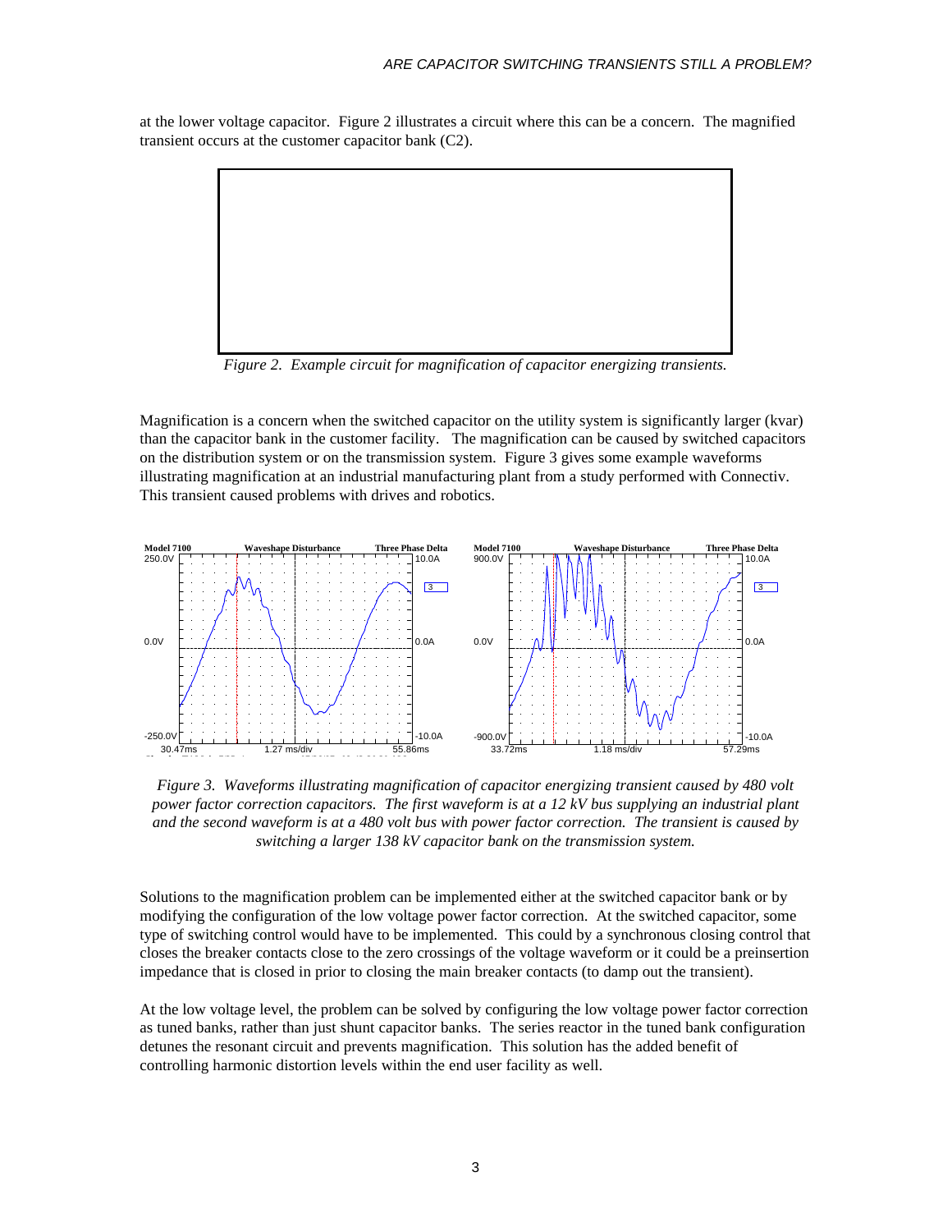at the lower voltage capacitor. Figure 2 illustrates a circuit where this can be a concern. The magnified transient occurs at the customer capacitor bank (C2).

*Figure 2. Example circuit for magnification of capacitor energizing transients.*

Magnification is a concern when the switched capacitor on the utility system is significantly larger (kvar) than the capacitor bank in the customer facility. The magnification can be caused by switched capacitors on the distribution system or on the transmission system. Figure 3 gives some example waveforms illustrating magnification at an industrial manufacturing plant from a study performed with Connectiv. This transient caused problems with drives and robotics.

*Figure 3. Waveforms illustrating magnification of capacitor energizing transient caused by 480 volt power factor correction capacitors. The first waveform is at a 12 kV bus supplying an industrial plant and the second waveform is at a 480 volt bus with power factor correction. The transient is caused by switching a larger 138 kV capacitor bank on the transmission system.*

Solutions to the magnification problem can be implemented either at the switched capacitor bank or by modifying the configuration of the low voltage power factor correction. At the switched capacitor, some type of switching control would have to be implemented. This could by a synchronous closing control that closes the breaker contacts close to the zero crossings of the voltage waveform or it could be a preinsertion impedance that is closed in prior to closing the main breaker contacts (to damp out the transient).

At the low voltage level, the problem can be solved by configuring the low voltage power factor correction as tuned banks, rather than just shunt capacitor banks. The series reactor in the tuned bank configuration detunes the resonant circuit and prevents magnification. This solution has the added benefit of controlling harmonic distortion levels within the end user facility as well.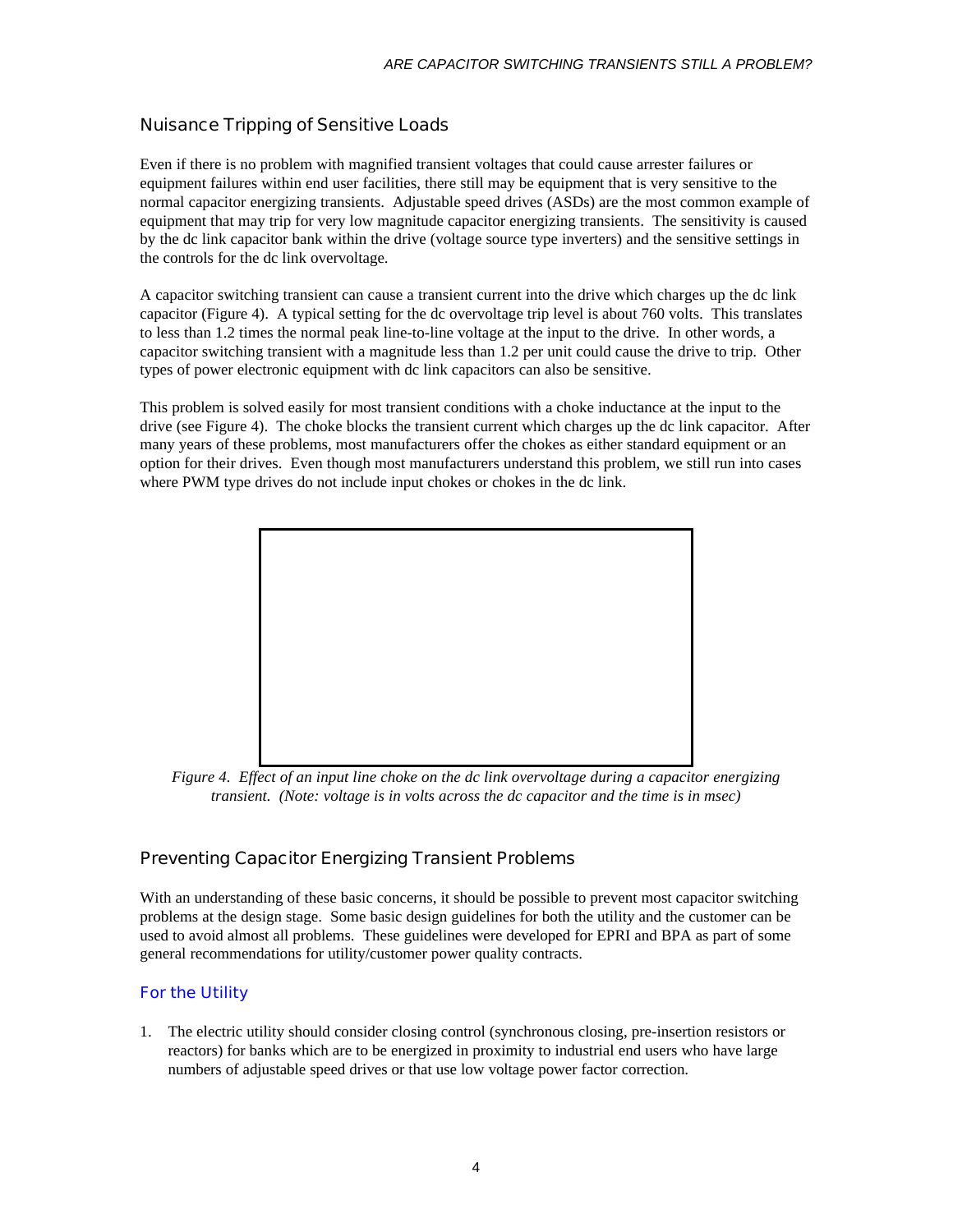## Nuisance Tripping of Sensitive Loads

Even if there is no problem with magnified transient voltages that could cause arrester failures or equipment failures within end user facilities, there still may be equipment that is very sensitive to the normal capacitor energizing transients. Adjustable speed drives (ASDs) are the most common example of equipment that may trip for very low magnitude capacitor energizing transients. The sensitivity is caused by the dc link capacitor bank within the drive (voltage source type inverters) and the sensitive settings in the controls for the dc link overvoltage.

A capacitor switching transient can cause a transient current into the drive which charges up the dc link capacitor (Figure 4). A typical setting for the dc overvoltage trip level is about 760 volts. This translates to less than 1.2 times the normal peak line-to-line voltage at the input to the drive. In other words, a capacitor switching transient with a magnitude less than 1.2 per unit could cause the drive to trip. Other types of power electronic equipment with dc link capacitors can also be sensitive.

This problem is solved easily for most transient conditions with a choke inductance at the input to the drive (see Figure 4). The choke blocks the transient current which charges up the dc link capacitor. After many years of these problems, most manufacturers offer the chokes as either standard equipment or an option for their drives. Even though most manufacturers understand this problem, we still run into cases where PWM type drives do not include input chokes or chokes in the dc link.

*Figure 4. Effect of an input line choke on the dc link overvoltage during a capacitor energizing transient. (Note: voltage is in volts across the dc capacitor and the time is in msec)*

## Preventing Capacitor Energizing Transient Problems

With an understanding of these basic concerns, it should be possible to prevent most capacitor switching problems at the design stage. Some basic design guidelines for both the utility and the customer can be used to avoid almost all problems. These guidelines were developed for EPRI and BPA as part of some general recommendations for utility/customer power quality contracts.

### For the Utility

1. The electric utility should consider closing control (synchronous closing, pre-insertion resistors or reactors) for banks which are to be energized in proximity to industrial end users who have large numbers of adjustable speed drives or that use low voltage power factor correction.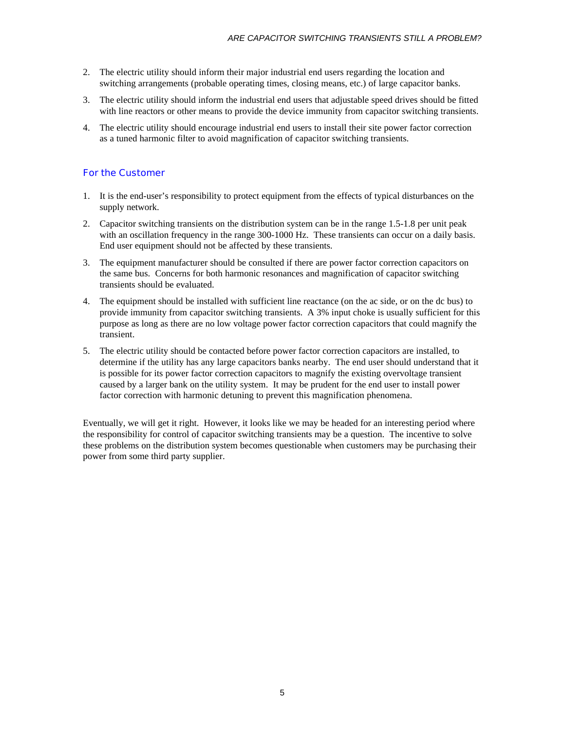2. The electric utility should inform their major industrial end users regarding the location and switching arrangements (probable operating times, closing means, etc.) of large capacitor banks.

3. The electric utility should inform the industrial end users that adjustable speed drives should be fitted with line reactors or other means to provide the device immunity from capacitor switching transients.

4. The electric utility should encourage industrial end users to install their site power factor correction as a tuned harmonic filter to avoid magnification of capacitor switching transients.

## For the Customer

1. It is the end-user's responsibility to protect equipment from the effects of typical disturbances on the supply network.

2. Capacitor switching transients on the distribution system can be in the range 1.5-1.8 per unit peak with an oscillation frequency in the range 300-1000 Hz. These transients can occur on a daily basis. End user equipment should not be affected by these transients.

3. The equipment manufacturer should be consulted if there are power factor correction capacitors on the same bus. Concerns for both harmonic resonances and magnification of capacitor switching transients should be evaluated.

4. The equipment should be installed with sufficient line reactance (on the ac side, or on the dc bus) to provide immunity from capacitor switching transients. A 3% input choke is usually sufficient for this purpose as long as there are no low voltage power factor correction capacitors that could magnify the transient.

5. The electric utility should be contacted before power factor correction capacitors are installed, to determine if the utility has any large capacitors banks nearby. The end user should understand that it is possible for its power factor correction capacitors to magnify the existing overvoltage transient caused by a larger bank on the utility system. It may be prudent for the end user to install power factor correction with harmonic detuning to prevent this magnification phenomena.

Eventually, we will get it right. However, it looks like we may be headed for an interesting period where the responsibility for control of capacitor switching transients may be a question. The incentive to solve these problems on the distribution system becomes questionable when customers may be purchasing their power from some third party supplier.